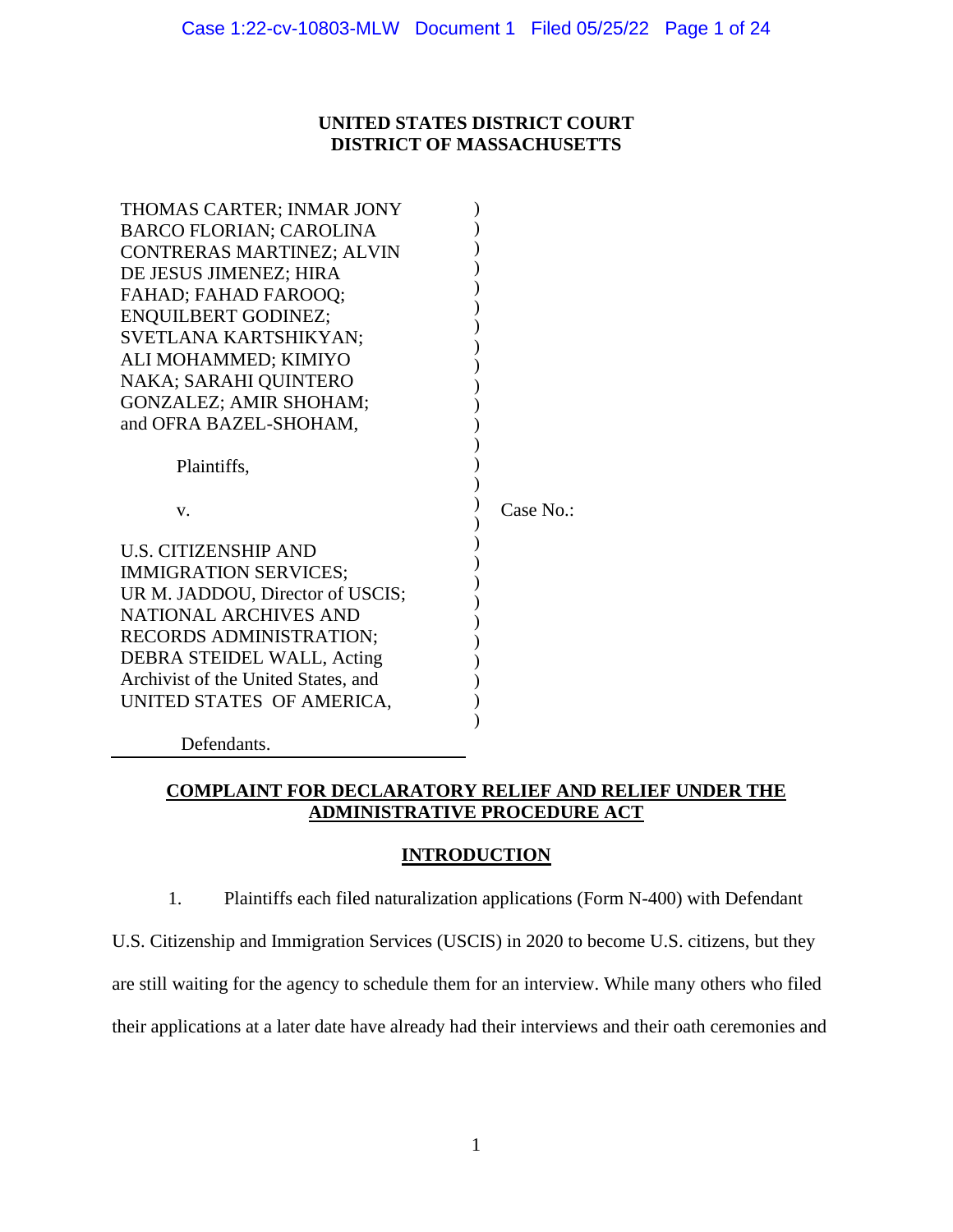**UNITED STATES DISTRICT COURT**
**DISTRICT OF MASSACHUSETTS**

THOMAS CARTER; INMAR JONY BARCO FLORIAN; CAROLINA CONTRERAS MARTINEZ; ALVIN DE JESUS JIMENEZ; HIRA FAHAD; FAHAD FAROOQ; ENQUILBERT GODINEZ; SVETLANA KARTSHIKYAN; ALI MOHAMMED; KIMIYO NAKA; SARAHI QUINTERO GONZALEZ; AMIR SHOHAM; and OFRA BAZEL-SHOHAM,

Plaintiffs,

v.

U.S. CITIZENSHIP AND IMMIGRATION SERVICES; UR M. JADDOU, Director of USCIS; NATIONAL ARCHIVES AND RECORDS ADMINISTRATION; DEBRA STEIDEL WALL, Acting Archivist of the United States, and UNITED STATES OF AMERICA,

Defendants.

Case No.:

## COMPLAINT FOR DECLARATORY RELIEF AND RELIEF UNDER THE ADMINISTRATIVE PROCEDURE ACT

## INTRODUCTION

1. Plaintiffs each filed naturalization applications (Form N-400) with Defendant U.S. Citizenship and Immigration Services (USCIS) in 2020 to become U.S. citizens, but they are still waiting for the agency to schedule them for an interview. While many others who filed their applications at a later date have already had their interviews and their oath ceremonies and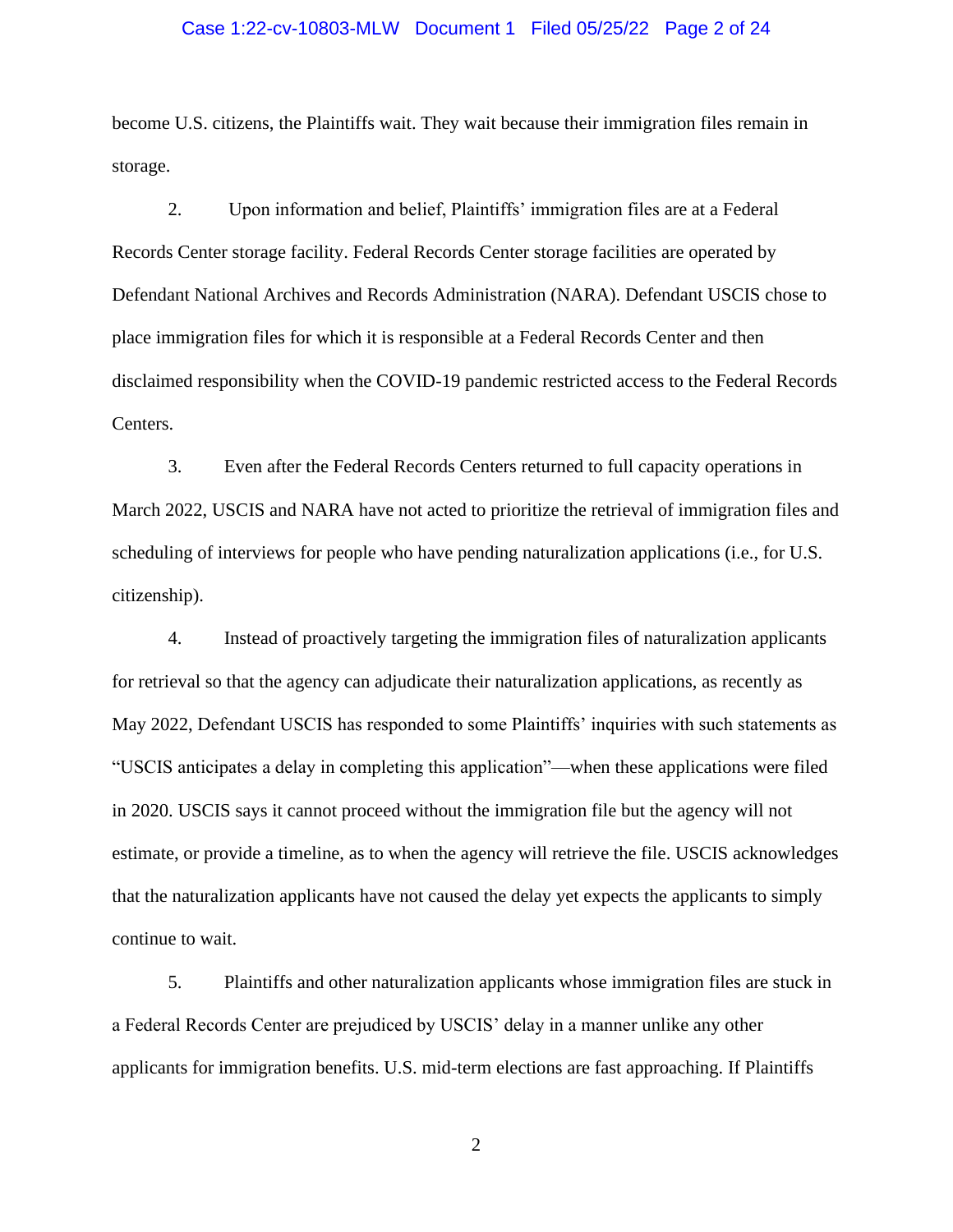become U.S. citizens, the Plaintiffs wait. They wait because their immigration files remain in storage.

2. Upon information and belief, Plaintiffs' immigration files are at a Federal Records Center storage facility. Federal Records Center storage facilities are operated by Defendant National Archives and Records Administration (NARA). Defendant USCIS chose to place immigration files for which it is responsible at a Federal Records Center and then disclaimed responsibility when the COVID-19 pandemic restricted access to the Federal Records Centers.

3. Even after the Federal Records Centers returned to full capacity operations in March 2022, USCIS and NARA have not acted to prioritize the retrieval of immigration files and scheduling of interviews for people who have pending naturalization applications (i.e., for U.S. citizenship).

4. Instead of proactively targeting the immigration files of naturalization applicants for retrieval so that the agency can adjudicate their naturalization applications, as recently as May 2022, Defendant USCIS has responded to some Plaintiffs' inquiries with such statements as "USCIS anticipates a delay in completing this application"—when these applications were filed in 2020. USCIS says it cannot proceed without the immigration file but the agency will not estimate, or provide a timeline, as to when the agency will retrieve the file. USCIS acknowledges that the naturalization applicants have not caused the delay yet expects the applicants to simply continue to wait.

5. Plaintiffs and other naturalization applicants whose immigration files are stuck in a Federal Records Center are prejudiced by USCIS' delay in a manner unlike any other applicants for immigration benefits. U.S. mid-term elections are fast approaching. If Plaintiffs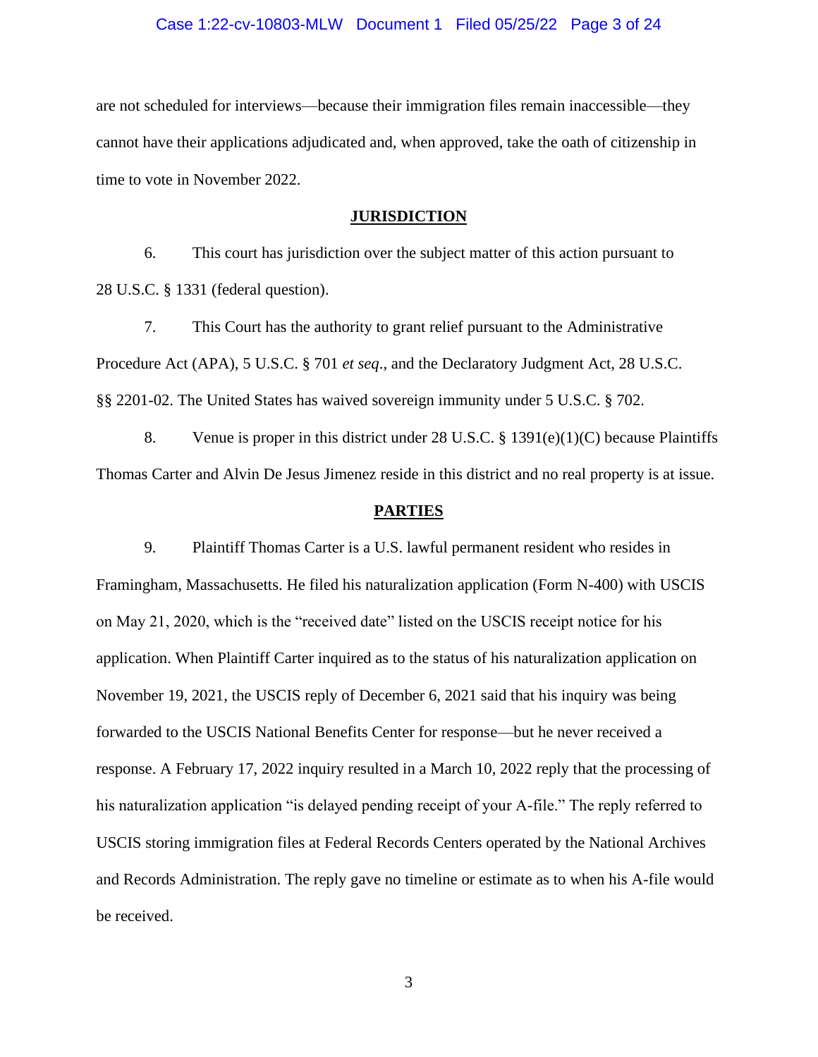are not scheduled for interviews—because their immigration files remain inaccessible—they cannot have their applications adjudicated and, when approved, take the oath of citizenship in time to vote in November 2022.

## JURISDICTION

6. This court has jurisdiction over the subject matter of this action pursuant to 28 U.S.C. § 1331 (federal question).

7. This Court has the authority to grant relief pursuant to the Administrative Procedure Act (APA), 5 U.S.C. § 701 *et seq*., and the Declaratory Judgment Act, 28 U.S.C. §§ 2201-02. The United States has waived sovereign immunity under 5 U.S.C. § 702.

8. Venue is proper in this district under 28 U.S.C. § 1391(e)(1)(C) because Plaintiffs Thomas Carter and Alvin De Jesus Jimenez reside in this district and no real property is at issue.

## PARTIES

9. Plaintiff Thomas Carter is a U.S. lawful permanent resident who resides in Framingham, Massachusetts. He filed his naturalization application (Form N-400) with USCIS on May 21, 2020, which is the "received date" listed on the USCIS receipt notice for his application. When Plaintiff Carter inquired as to the status of his naturalization application on November 19, 2021, the USCIS reply of December 6, 2021 said that his inquiry was being forwarded to the USCIS National Benefits Center for response—but he never received a response. A February 17, 2022 inquiry resulted in a March 10, 2022 reply that the processing of his naturalization application "is delayed pending receipt of your A-file." The reply referred to USCIS storing immigration files at Federal Records Centers operated by the National Archives and Records Administration. The reply gave no timeline or estimate as to when his A-file would be received.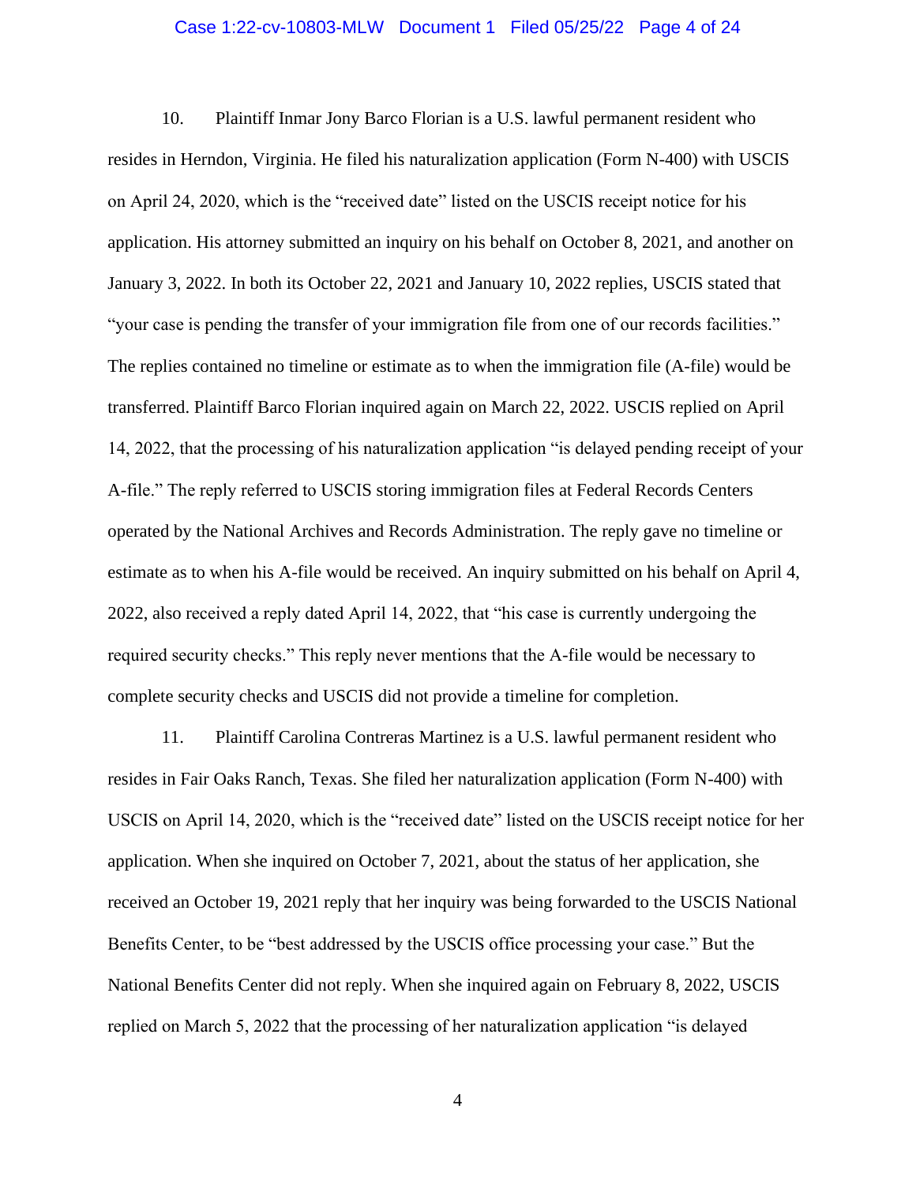10. Plaintiff Inmar Jony Barco Florian is a U.S. lawful permanent resident who resides in Herndon, Virginia. He filed his naturalization application (Form N-400) with USCIS on April 24, 2020, which is the "received date" listed on the USCIS receipt notice for his application. His attorney submitted an inquiry on his behalf on October 8, 2021, and another on January 3, 2022. In both its October 22, 2021 and January 10, 2022 replies, USCIS stated that "your case is pending the transfer of your immigration file from one of our records facilities." The replies contained no timeline or estimate as to when the immigration file (A-file) would be transferred. Plaintiff Barco Florian inquired again on March 22, 2022. USCIS replied on April 14, 2022, that the processing of his naturalization application "is delayed pending receipt of your A-file." The reply referred to USCIS storing immigration files at Federal Records Centers operated by the National Archives and Records Administration. The reply gave no timeline or estimate as to when his A-file would be received. An inquiry submitted on his behalf on April 4, 2022, also received a reply dated April 14, 2022, that "his case is currently undergoing the required security checks." This reply never mentions that the A-file would be necessary to complete security checks and USCIS did not provide a timeline for completion.

11. Plaintiff Carolina Contreras Martinez is a U.S. lawful permanent resident who resides in Fair Oaks Ranch, Texas. She filed her naturalization application (Form N-400) with USCIS on April 14, 2020, which is the "received date" listed on the USCIS receipt notice for her application. When she inquired on October 7, 2021, about the status of her application, she received an October 19, 2021 reply that her inquiry was being forwarded to the USCIS National Benefits Center, to be "best addressed by the USCIS office processing your case." But the National Benefits Center did not reply. When she inquired again on February 8, 2022, USCIS replied on March 5, 2022 that the processing of her naturalization application "is delayed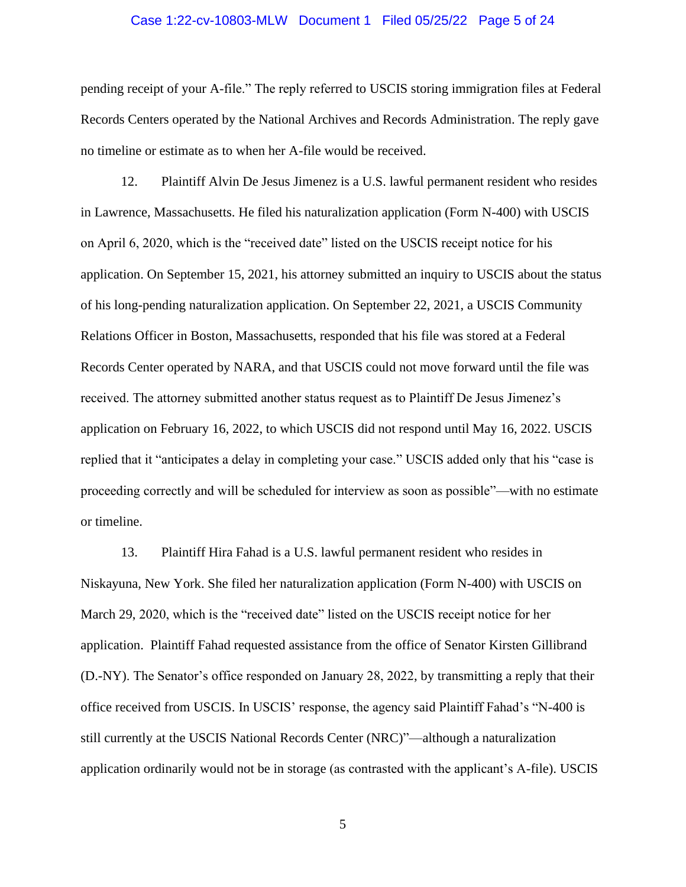pending receipt of your A-file." The reply referred to USCIS storing immigration files at Federal Records Centers operated by the National Archives and Records Administration. The reply gave no timeline or estimate as to when her A-file would be received.

12. Plaintiff Alvin De Jesus Jimenez is a U.S. lawful permanent resident who resides in Lawrence, Massachusetts. He filed his naturalization application (Form N-400) with USCIS on April 6, 2020, which is the "received date" listed on the USCIS receipt notice for his application. On September 15, 2021, his attorney submitted an inquiry to USCIS about the status of his long-pending naturalization application. On September 22, 2021, a USCIS Community Relations Officer in Boston, Massachusetts, responded that his file was stored at a Federal Records Center operated by NARA, and that USCIS could not move forward until the file was received. The attorney submitted another status request as to Plaintiff De Jesus Jimenez's application on February 16, 2022, to which USCIS did not respond until May 16, 2022. USCIS replied that it "anticipates a delay in completing your case." USCIS added only that his "case is proceeding correctly and will be scheduled for interview as soon as possible"—with no estimate or timeline.

13. Plaintiff Hira Fahad is a U.S. lawful permanent resident who resides in Niskayuna, New York. She filed her naturalization application (Form N-400) with USCIS on March 29, 2020, which is the "received date" listed on the USCIS receipt notice for her application. Plaintiff Fahad requested assistance from the office of Senator Kirsten Gillibrand (D.-NY). The Senator's office responded on January 28, 2022, by transmitting a reply that their office received from USCIS. In USCIS' response, the agency said Plaintiff Fahad's "N-400 is still currently at the USCIS National Records Center (NRC)"—although a naturalization application ordinarily would not be in storage (as contrasted with the applicant's A-file). USCIS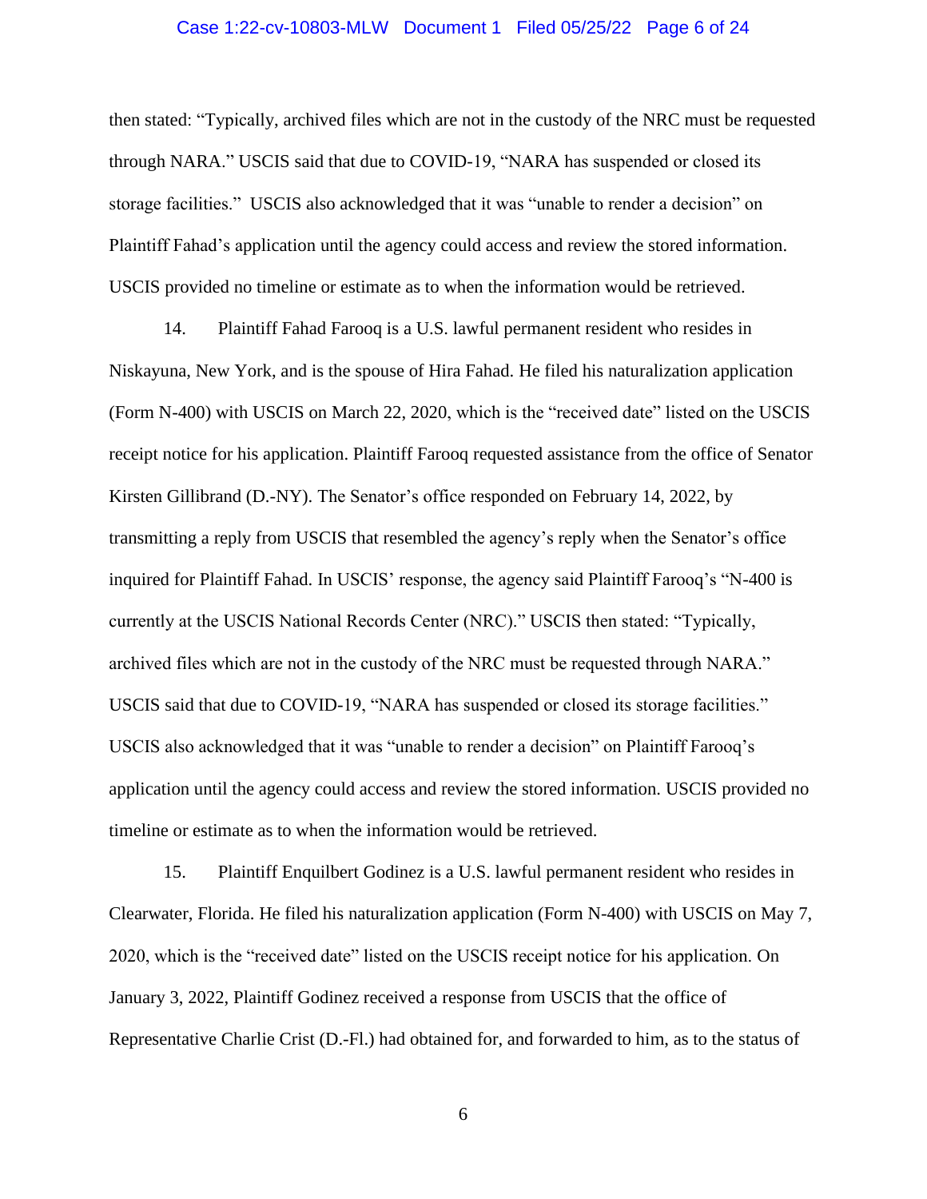then stated: "Typically, archived files which are not in the custody of the NRC must be requested through NARA." USCIS said that due to COVID-19, "NARA has suspended or closed its storage facilities." USCIS also acknowledged that it was "unable to render a decision" on Plaintiff Fahad's application until the agency could access and review the stored information. USCIS provided no timeline or estimate as to when the information would be retrieved.

14. Plaintiff Fahad Farooq is a U.S. lawful permanent resident who resides in Niskayuna, New York, and is the spouse of Hira Fahad. He filed his naturalization application (Form N-400) with USCIS on March 22, 2020, which is the "received date" listed on the USCIS receipt notice for his application. Plaintiff Farooq requested assistance from the office of Senator Kirsten Gillibrand (D.-NY). The Senator's office responded on February 14, 2022, by transmitting a reply from USCIS that resembled the agency's reply when the Senator's office inquired for Plaintiff Fahad. In USCIS' response, the agency said Plaintiff Farooq's "N-400 is currently at the USCIS National Records Center (NRC)." USCIS then stated: "Typically, archived files which are not in the custody of the NRC must be requested through NARA." USCIS said that due to COVID-19, "NARA has suspended or closed its storage facilities." USCIS also acknowledged that it was "unable to render a decision" on Plaintiff Farooq's application until the agency could access and review the stored information. USCIS provided no timeline or estimate as to when the information would be retrieved.

15. Plaintiff Enquilbert Godinez is a U.S. lawful permanent resident who resides in Clearwater, Florida. He filed his naturalization application (Form N-400) with USCIS on May 7, 2020, which is the "received date" listed on the USCIS receipt notice for his application. On January 3, 2022, Plaintiff Godinez received a response from USCIS that the office of Representative Charlie Crist (D.-Fl.) had obtained for, and forwarded to him, as to the status of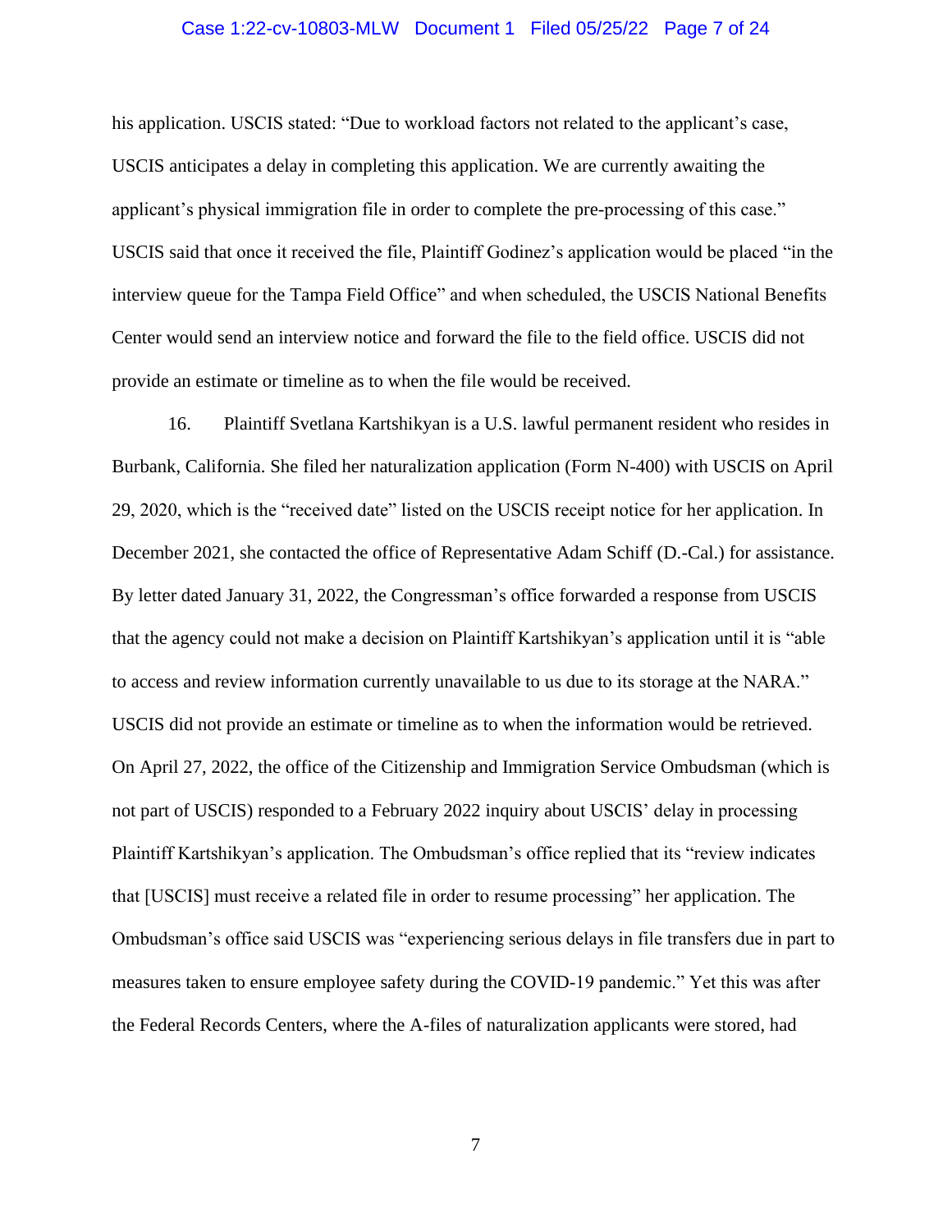his application. USCIS stated: "Due to workload factors not related to the applicant's case, USCIS anticipates a delay in completing this application. We are currently awaiting the applicant's physical immigration file in order to complete the pre-processing of this case." USCIS said that once it received the file, Plaintiff Godinez's application would be placed "in the interview queue for the Tampa Field Office" and when scheduled, the USCIS National Benefits Center would send an interview notice and forward the file to the field office. USCIS did not provide an estimate or timeline as to when the file would be received.

16. Plaintiff Svetlana Kartshikyan is a U.S. lawful permanent resident who resides in Burbank, California. She filed her naturalization application (Form N-400) with USCIS on April 29, 2020, which is the "received date" listed on the USCIS receipt notice for her application. In December 2021, she contacted the office of Representative Adam Schiff (D.-Cal.) for assistance. By letter dated January 31, 2022, the Congressman's office forwarded a response from USCIS that the agency could not make a decision on Plaintiff Kartshikyan's application until it is "able to access and review information currently unavailable to us due to its storage at the NARA." USCIS did not provide an estimate or timeline as to when the information would be retrieved. On April 27, 2022, the office of the Citizenship and Immigration Service Ombudsman (which is not part of USCIS) responded to a February 2022 inquiry about USCIS' delay in processing Plaintiff Kartshikyan's application. The Ombudsman's office replied that its "review indicates that [USCIS] must receive a related file in order to resume processing" her application. The Ombudsman's office said USCIS was "experiencing serious delays in file transfers due in part to measures taken to ensure employee safety during the COVID-19 pandemic." Yet this was after the Federal Records Centers, where the A-files of naturalization applicants were stored, had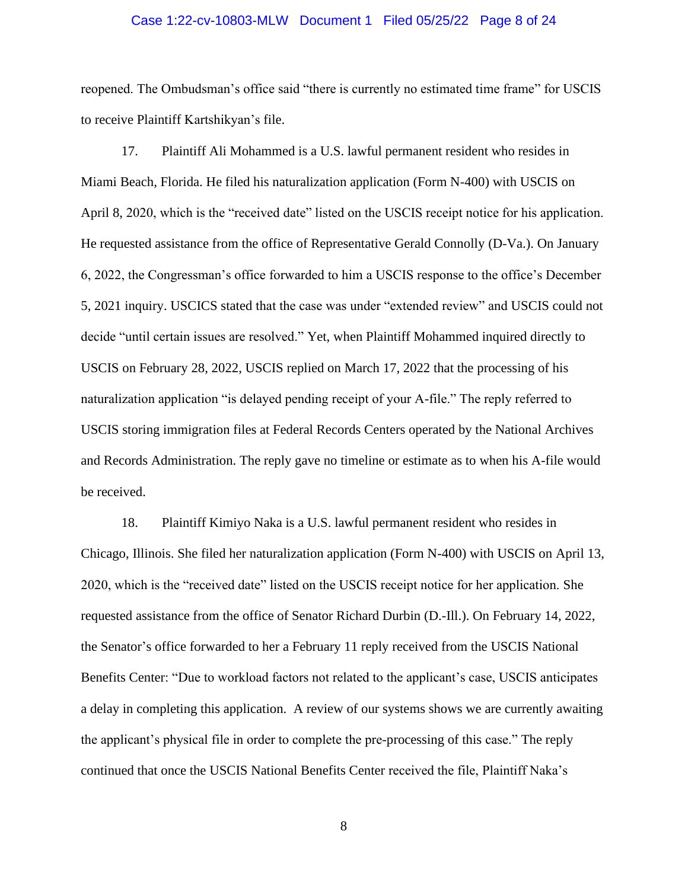reopened. The Ombudsman's office said "there is currently no estimated time frame" for USCIS to receive Plaintiff Kartshikyan's file.

17. Plaintiff Ali Mohammed is a U.S. lawful permanent resident who resides in Miami Beach, Florida. He filed his naturalization application (Form N-400) with USCIS on April 8, 2020, which is the "received date" listed on the USCIS receipt notice for his application. He requested assistance from the office of Representative Gerald Connolly (D-Va.). On January 6, 2022, the Congressman's office forwarded to him a USCIS response to the office's December 5, 2021 inquiry. USCICS stated that the case was under "extended review" and USCIS could not decide "until certain issues are resolved." Yet, when Plaintiff Mohammed inquired directly to USCIS on February 28, 2022, USCIS replied on March 17, 2022 that the processing of his naturalization application "is delayed pending receipt of your A-file." The reply referred to USCIS storing immigration files at Federal Records Centers operated by the National Archives and Records Administration. The reply gave no timeline or estimate as to when his A-file would be received.

18. Plaintiff Kimiyo Naka is a U.S. lawful permanent resident who resides in Chicago, Illinois. She filed her naturalization application (Form N-400) with USCIS on April 13, 2020, which is the "received date" listed on the USCIS receipt notice for her application. She requested assistance from the office of Senator Richard Durbin (D.-Ill.). On February 14, 2022, the Senator's office forwarded to her a February 11 reply received from the USCIS National Benefits Center: "Due to workload factors not related to the applicant's case, USCIS anticipates a delay in completing this application. A review of our systems shows we are currently awaiting the applicant's physical file in order to complete the pre-processing of this case." The reply continued that once the USCIS National Benefits Center received the file, Plaintiff Naka's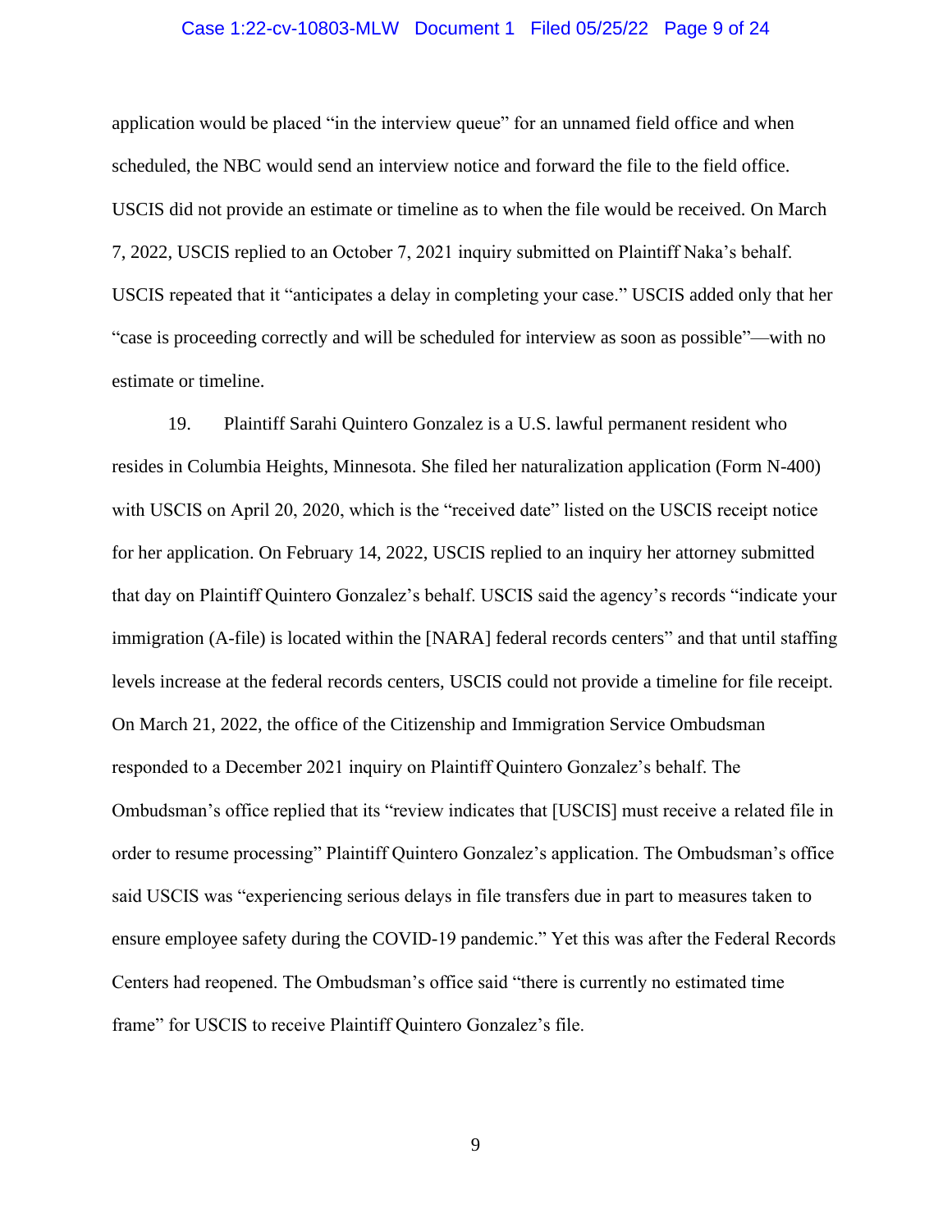application would be placed "in the interview queue" for an unnamed field office and when scheduled, the NBC would send an interview notice and forward the file to the field office. USCIS did not provide an estimate or timeline as to when the file would be received. On March 7, 2022, USCIS replied to an October 7, 2021 inquiry submitted on Plaintiff Naka's behalf. USCIS repeated that it "anticipates a delay in completing your case." USCIS added only that her "case is proceeding correctly and will be scheduled for interview as soon as possible"—with no estimate or timeline.

19. Plaintiff Sarahi Quintero Gonzalez is a U.S. lawful permanent resident who resides in Columbia Heights, Minnesota. She filed her naturalization application (Form N-400) with USCIS on April 20, 2020, which is the "received date" listed on the USCIS receipt notice for her application. On February 14, 2022, USCIS replied to an inquiry her attorney submitted that day on Plaintiff Quintero Gonzalez's behalf. USCIS said the agency's records "indicate your immigration (A-file) is located within the [NARA] federal records centers" and that until staffing levels increase at the federal records centers, USCIS could not provide a timeline for file receipt. On March 21, 2022, the office of the Citizenship and Immigration Service Ombudsman responded to a December 2021 inquiry on Plaintiff Quintero Gonzalez's behalf. The Ombudsman's office replied that its "review indicates that [USCIS] must receive a related file in order to resume processing" Plaintiff Quintero Gonzalez's application. The Ombudsman's office said USCIS was "experiencing serious delays in file transfers due in part to measures taken to ensure employee safety during the COVID-19 pandemic." Yet this was after the Federal Records Centers had reopened. The Ombudsman's office said "there is currently no estimated time frame" for USCIS to receive Plaintiff Quintero Gonzalez's file.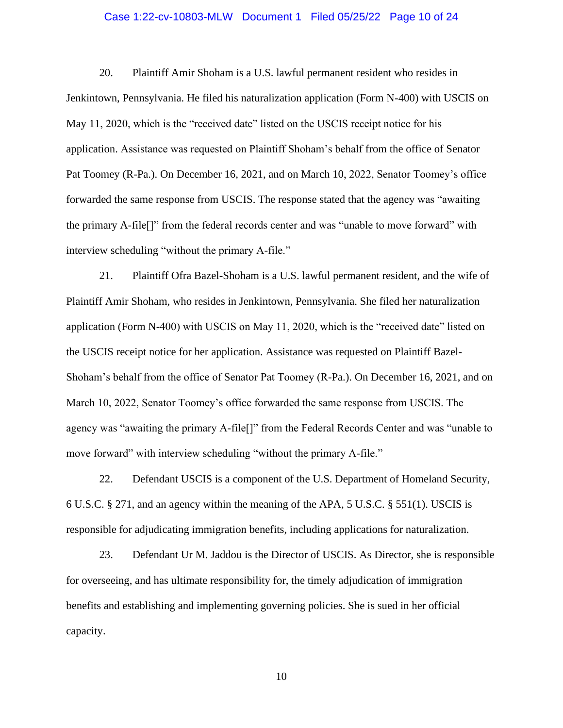20. Plaintiff Amir Shoham is a U.S. lawful permanent resident who resides in Jenkintown, Pennsylvania. He filed his naturalization application (Form N-400) with USCIS on May 11, 2020, which is the "received date" listed on the USCIS receipt notice for his application. Assistance was requested on Plaintiff Shoham's behalf from the office of Senator Pat Toomey (R-Pa.). On December 16, 2021, and on March 10, 2022, Senator Toomey's office forwarded the same response from USCIS. The response stated that the agency was "awaiting the primary A-file[]" from the federal records center and was "unable to move forward" with interview scheduling "without the primary A-file."

21. Plaintiff Ofra Bazel-Shoham is a U.S. lawful permanent resident, and the wife of Plaintiff Amir Shoham, who resides in Jenkintown, Pennsylvania. She filed her naturalization application (Form N-400) with USCIS on May 11, 2020, which is the "received date" listed on the USCIS receipt notice for her application. Assistance was requested on Plaintiff Bazel-Shoham's behalf from the office of Senator Pat Toomey (R-Pa.). On December 16, 2021, and on March 10, 2022, Senator Toomey's office forwarded the same response from USCIS. The agency was "awaiting the primary A-file[]" from the Federal Records Center and was "unable to move forward" with interview scheduling "without the primary A-file."

22. Defendant USCIS is a component of the U.S. Department of Homeland Security, 6 U.S.C. § 271, and an agency within the meaning of the APA, 5 U.S.C. § 551(1). USCIS is responsible for adjudicating immigration benefits, including applications for naturalization.

23. Defendant Ur M. Jaddou is the Director of USCIS. As Director, she is responsible for overseeing, and has ultimate responsibility for, the timely adjudication of immigration benefits and establishing and implementing governing policies. She is sued in her official capacity.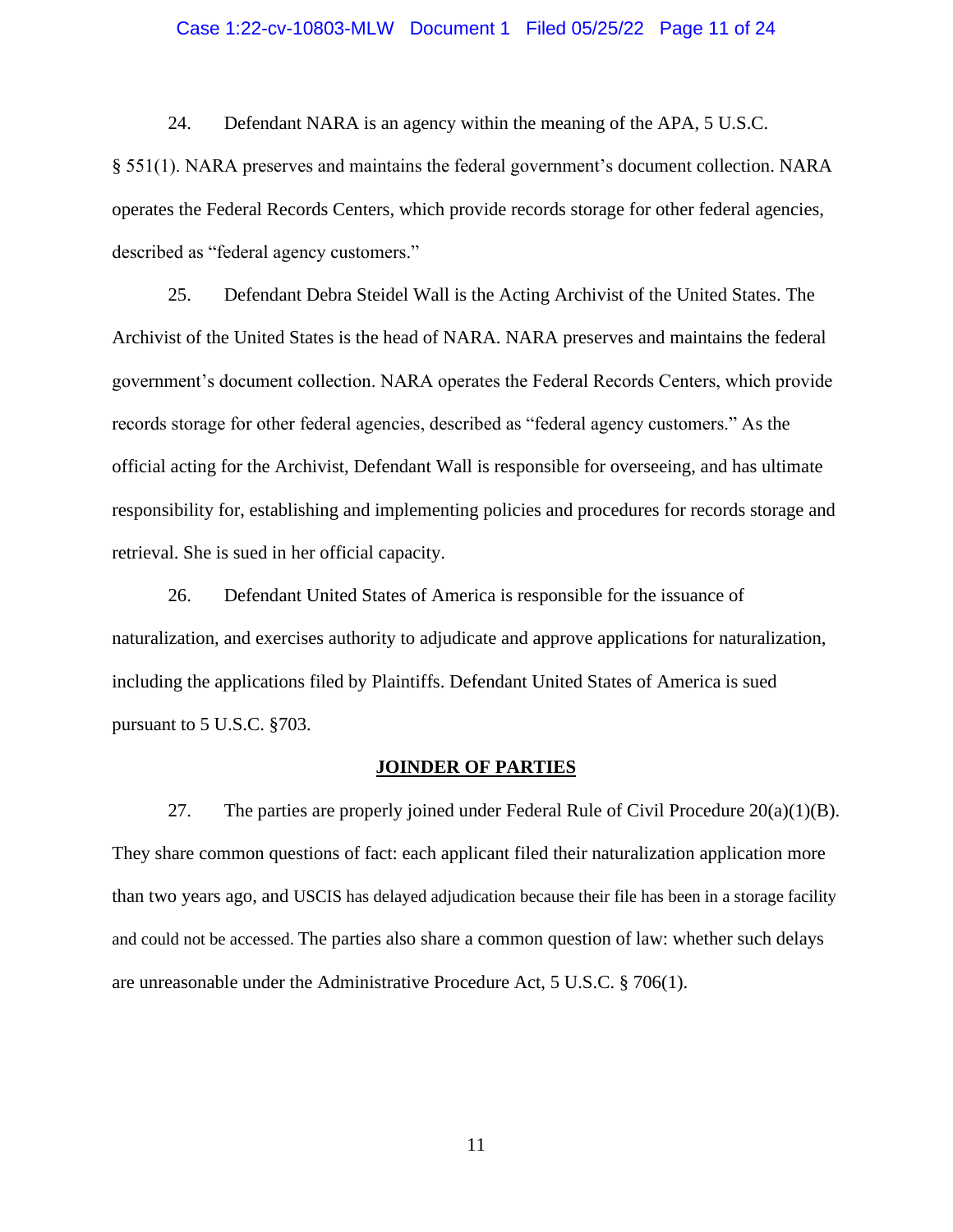24. Defendant NARA is an agency within the meaning of the APA, 5 U.S.C. § 551(1). NARA preserves and maintains the federal government's document collection. NARA operates the Federal Records Centers, which provide records storage for other federal agencies, described as "federal agency customers."

25. Defendant Debra Steidel Wall is the Acting Archivist of the United States. The Archivist of the United States is the head of NARA. NARA preserves and maintains the federal government's document collection. NARA operates the Federal Records Centers, which provide records storage for other federal agencies, described as "federal agency customers." As the official acting for the Archivist, Defendant Wall is responsible for overseeing, and has ultimate responsibility for, establishing and implementing policies and procedures for records storage and retrieval. She is sued in her official capacity.

26. Defendant United States of America is responsible for the issuance of naturalization, and exercises authority to adjudicate and approve applications for naturalization, including the applications filed by Plaintiffs. Defendant United States of America is sued pursuant to 5 U.S.C. §703.

**JOINDER OF PARTIES**

27. The parties are properly joined under Federal Rule of Civil Procedure 20(a)(1)(B). They share common questions of fact: each applicant filed their naturalization application more than two years ago, and USCIS has delayed adjudication because their file has been in a storage facility and could not be accessed. The parties also share a common question of law: whether such delays are unreasonable under the Administrative Procedure Act, 5 U.S.C. § 706(1).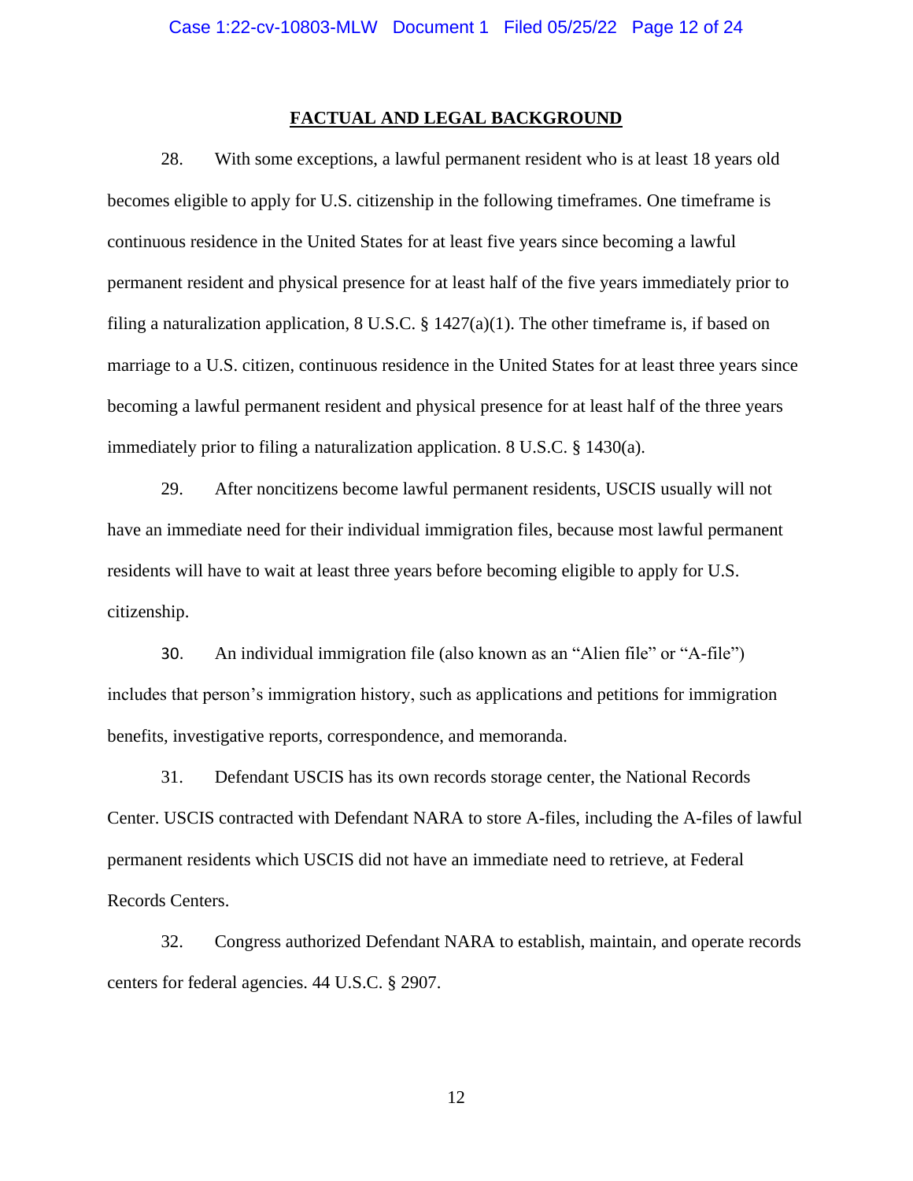## FACTUAL AND LEGAL BACKGROUND

28. With some exceptions, a lawful permanent resident who is at least 18 years old becomes eligible to apply for U.S. citizenship in the following timeframes. One timeframe is continuous residence in the United States for at least five years since becoming a lawful permanent resident and physical presence for at least half of the five years immediately prior to filing a naturalization application, 8 U.S.C. § 1427(a)(1). The other timeframe is, if based on marriage to a U.S. citizen, continuous residence in the United States for at least three years since becoming a lawful permanent resident and physical presence for at least half of the three years immediately prior to filing a naturalization application. 8 U.S.C. § 1430(a).

29. After noncitizens become lawful permanent residents, USCIS usually will not have an immediate need for their individual immigration files, because most lawful permanent residents will have to wait at least three years before becoming eligible to apply for U.S. citizenship.

30. An individual immigration file (also known as an "Alien file" or "A-file") includes that person's immigration history, such as applications and petitions for immigration benefits, investigative reports, correspondence, and memoranda.

31. Defendant USCIS has its own records storage center, the National Records Center. USCIS contracted with Defendant NARA to store A-files, including the A-files of lawful permanent residents which USCIS did not have an immediate need to retrieve, at Federal Records Centers.

32. Congress authorized Defendant NARA to establish, maintain, and operate records centers for federal agencies. 44 U.S.C. § 2907.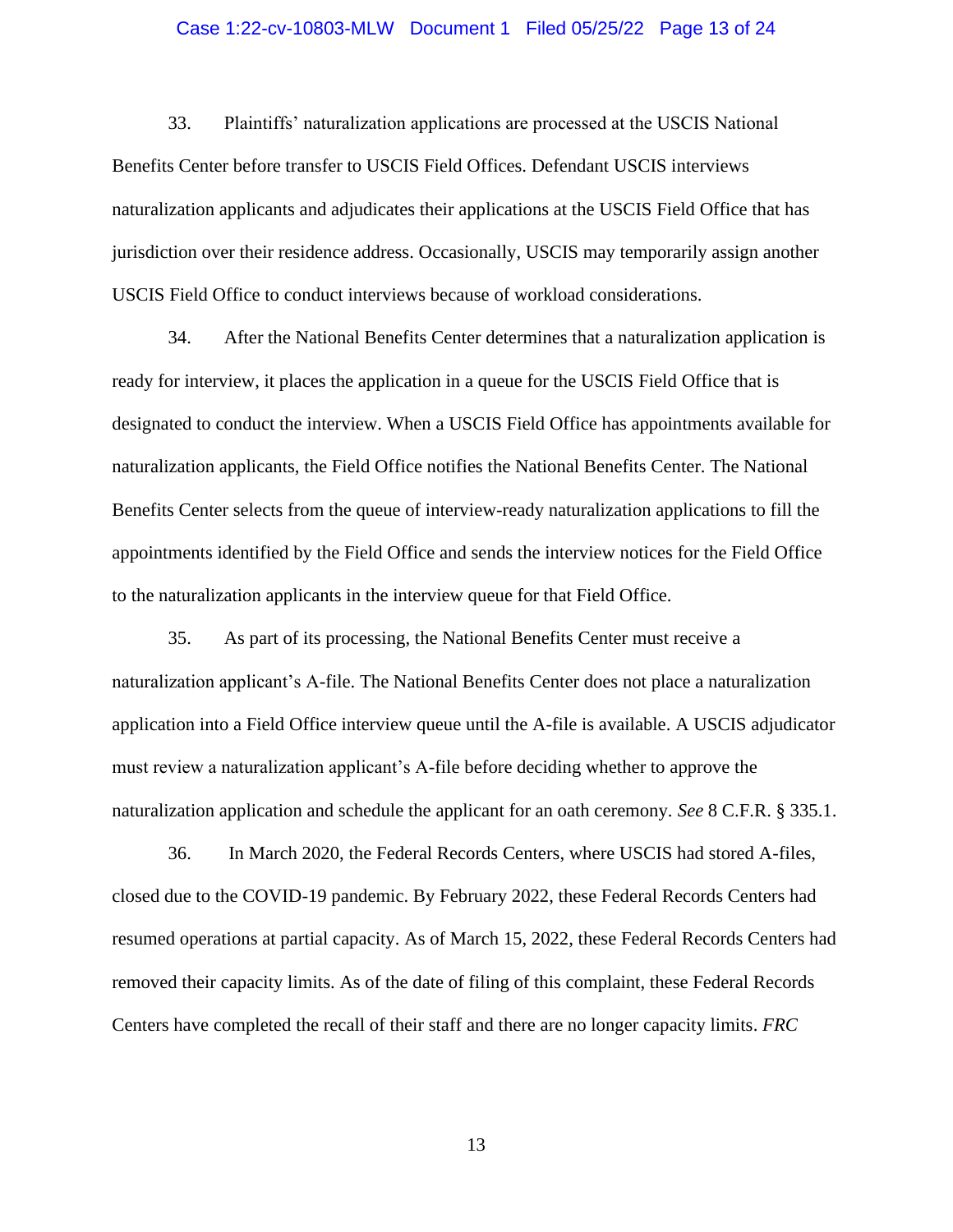33. Plaintiffs' naturalization applications are processed at the USCIS National Benefits Center before transfer to USCIS Field Offices. Defendant USCIS interviews naturalization applicants and adjudicates their applications at the USCIS Field Office that has jurisdiction over their residence address. Occasionally, USCIS may temporarily assign another USCIS Field Office to conduct interviews because of workload considerations.

34. After the National Benefits Center determines that a naturalization application is ready for interview, it places the application in a queue for the USCIS Field Office that is designated to conduct the interview. When a USCIS Field Office has appointments available for naturalization applicants, the Field Office notifies the National Benefits Center. The National Benefits Center selects from the queue of interview-ready naturalization applications to fill the appointments identified by the Field Office and sends the interview notices for the Field Office to the naturalization applicants in the interview queue for that Field Office.

35. As part of its processing, the National Benefits Center must receive a naturalization applicant's A-file. The National Benefits Center does not place a naturalization application into a Field Office interview queue until the A-file is available. A USCIS adjudicator must review a naturalization applicant's A-file before deciding whether to approve the naturalization application and schedule the applicant for an oath ceremony. *See* 8 C.F.R. § 335.1.

36. In March 2020, the Federal Records Centers, where USCIS had stored A-files, closed due to the COVID-19 pandemic. By February 2022, these Federal Records Centers had resumed operations at partial capacity. As of March 15, 2022, these Federal Records Centers had removed their capacity limits. As of the date of filing of this complaint, these Federal Records Centers have completed the recall of their staff and there are no longer capacity limits. *FRC*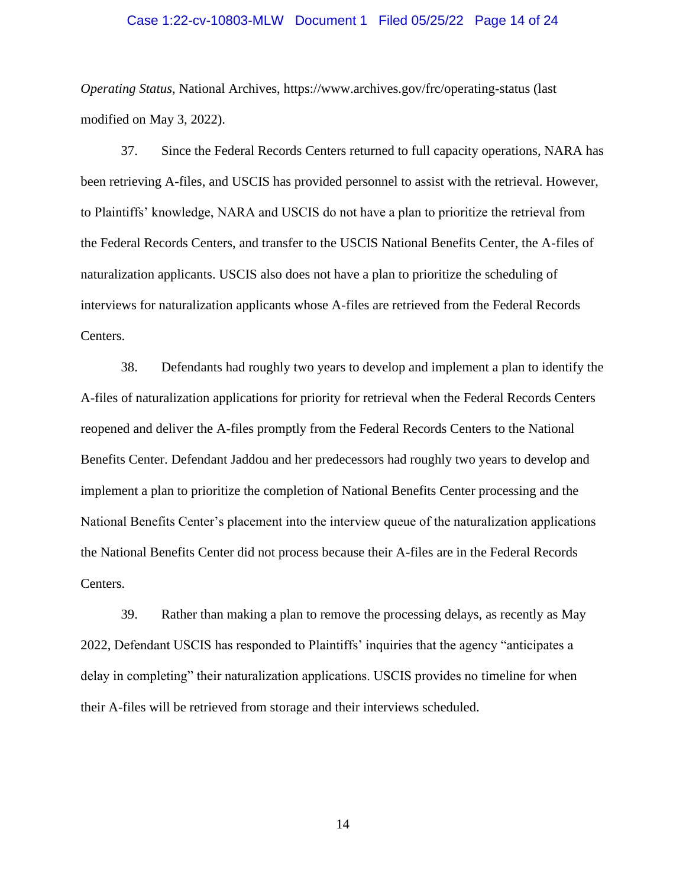*Operating Status*, National Archives, https://www.archives.gov/frc/operating-status (last modified on May 3, 2022).

37. Since the Federal Records Centers returned to full capacity operations, NARA has been retrieving A-files, and USCIS has provided personnel to assist with the retrieval. However, to Plaintiffs' knowledge, NARA and USCIS do not have a plan to prioritize the retrieval from the Federal Records Centers, and transfer to the USCIS National Benefits Center, the A-files of naturalization applicants. USCIS also does not have a plan to prioritize the scheduling of interviews for naturalization applicants whose A-files are retrieved from the Federal Records Centers.

38. Defendants had roughly two years to develop and implement a plan to identify the A-files of naturalization applications for priority for retrieval when the Federal Records Centers reopened and deliver the A-files promptly from the Federal Records Centers to the National Benefits Center. Defendant Jaddou and her predecessors had roughly two years to develop and implement a plan to prioritize the completion of National Benefits Center processing and the National Benefits Center's placement into the interview queue of the naturalization applications the National Benefits Center did not process because their A-files are in the Federal Records Centers.

39. Rather than making a plan to remove the processing delays, as recently as May 2022, Defendant USCIS has responded to Plaintiffs' inquiries that the agency "anticipates a delay in completing" their naturalization applications. USCIS provides no timeline for when their A-files will be retrieved from storage and their interviews scheduled.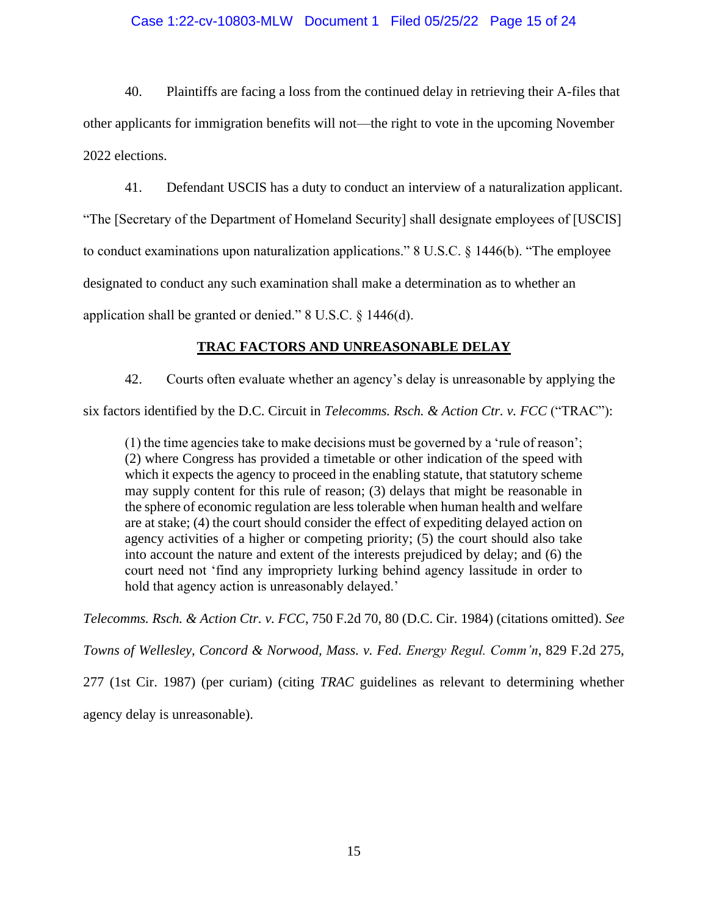40. Plaintiffs are facing a loss from the continued delay in retrieving their A-files that other applicants for immigration benefits will not—the right to vote in the upcoming November 2022 elections.

41. Defendant USCIS has a duty to conduct an interview of a naturalization applicant. "The [Secretary of the Department of Homeland Security] shall designate employees of [USCIS] to conduct examinations upon naturalization applications." 8 U.S.C. § 1446(b). "The employee designated to conduct any such examination shall make a determination as to whether an application shall be granted or denied." 8 U.S.C. § 1446(d).

## TRAC FACTORS AND UNREASONABLE DELAY

42. Courts often evaluate whether an agency's delay is unreasonable by applying the six factors identified by the D.C. Circuit in *Telecomms. Rsch. & Action Ctr. v. FCC* ("TRAC"):

> (1) the time agencies take to make decisions must be governed by a 'rule of reason'; (2) where Congress has provided a timetable or other indication of the speed with which it expects the agency to proceed in the enabling statute, that statutory scheme may supply content for this rule of reason; (3) delays that might be reasonable in the sphere of economic regulation are less tolerable when human health and welfare are at stake; (4) the court should consider the effect of expediting delayed action on agency activities of a higher or competing priority; (5) the court should also take into account the nature and extent of the interests prejudiced by delay; and (6) the court need not 'find any impropriety lurking behind agency lassitude in order to hold that agency action is unreasonably delayed.'

*Telecomms. Rsch. & Action Ctr. v. FCC*, 750 F.2d 70, 80 (D.C. Cir. 1984) (citations omitted). *See Towns of Wellesley, Concord & Norwood, Mass. v. Fed. Energy Regul. Comm'n*, 829 F.2d 275, 277 (1st Cir. 1987) (per curiam) (citing *TRAC* guidelines as relevant to determining whether agency delay is unreasonable).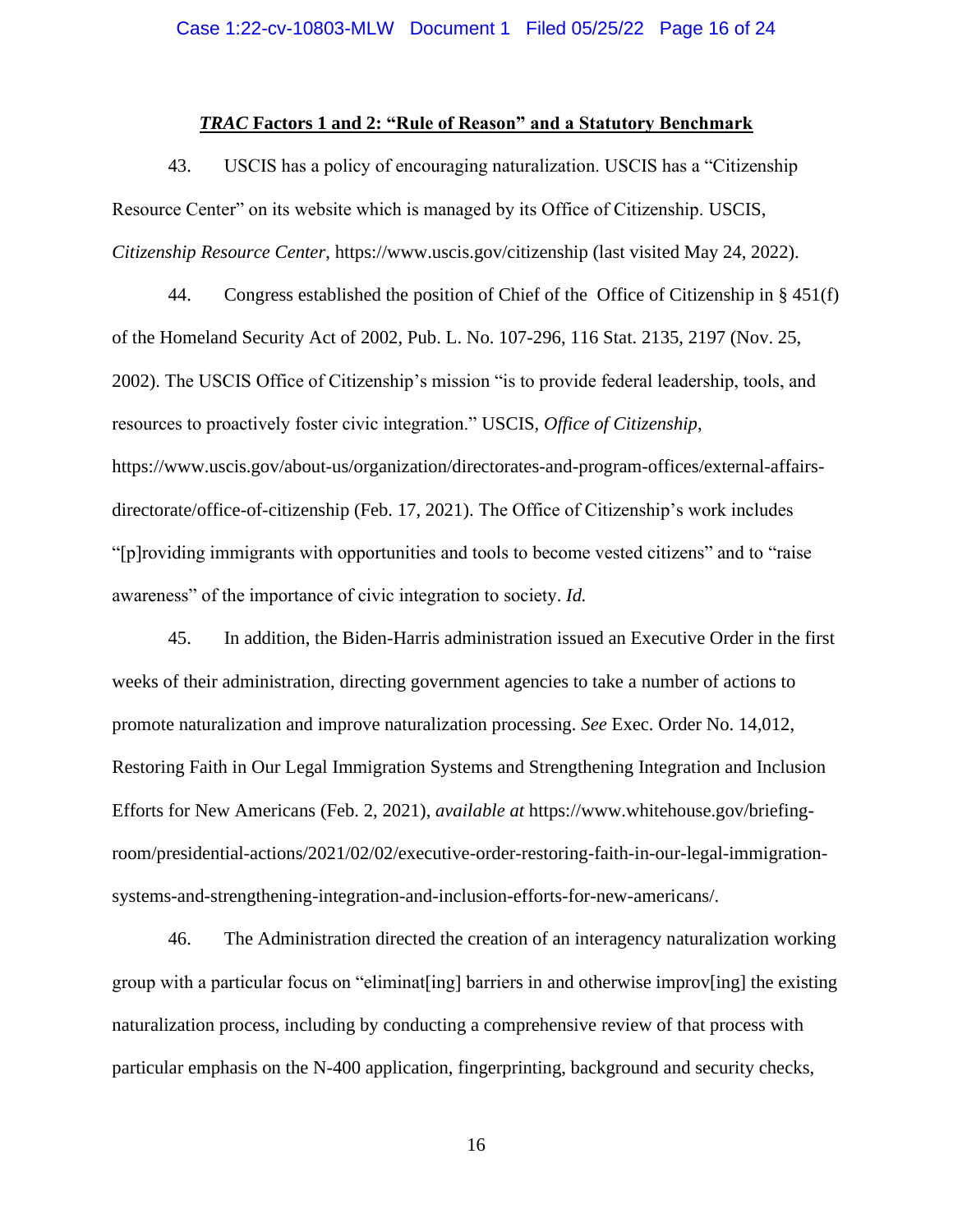### ***TRAC* Factors 1 and 2: "Rule of Reason" and a Statutory Benchmark**

43. USCIS has a policy of encouraging naturalization. USCIS has a "Citizenship Resource Center" on its website which is managed by its Office of Citizenship. USCIS, *Citizenship Resource Center*, https://www.uscis.gov/citizenship (last visited May 24, 2022).

44. Congress established the position of Chief of the Office of Citizenship in § 451(f) of the Homeland Security Act of 2002, Pub. L. No. 107-296, 116 Stat. 2135, 2197 (Nov. 25, 2002). The USCIS Office of Citizenship's mission "is to provide federal leadership, tools, and resources to proactively foster civic integration." USCIS, *Office of Citizenship*, https://www.uscis.gov/about-us/organization/directorates-and-program-offices/external-affairs-directorate/office-of-citizenship (Feb. 17, 2021). The Office of Citizenship's work includes "[p]roviding immigrants with opportunities and tools to become vested citizens" and to "raise awareness" of the importance of civic integration to society. *Id.*

45. In addition, the Biden-Harris administration issued an Executive Order in the first weeks of their administration, directing government agencies to take a number of actions to promote naturalization and improve naturalization processing. *See* Exec. Order No. 14,012, Restoring Faith in Our Legal Immigration Systems and Strengthening Integration and Inclusion Efforts for New Americans (Feb. 2, 2021), *available at* https://www.whitehouse.gov/briefing-room/presidential-actions/2021/02/02/executive-order-restoring-faith-in-our-legal-immigration-systems-and-strengthening-integration-and-inclusion-efforts-for-new-americans/.

46. The Administration directed the creation of an interagency naturalization working group with a particular focus on "eliminat[ing] barriers in and otherwise improv[ing] the existing naturalization process, including by conducting a comprehensive review of that process with particular emphasis on the N-400 application, fingerprinting, background and security checks,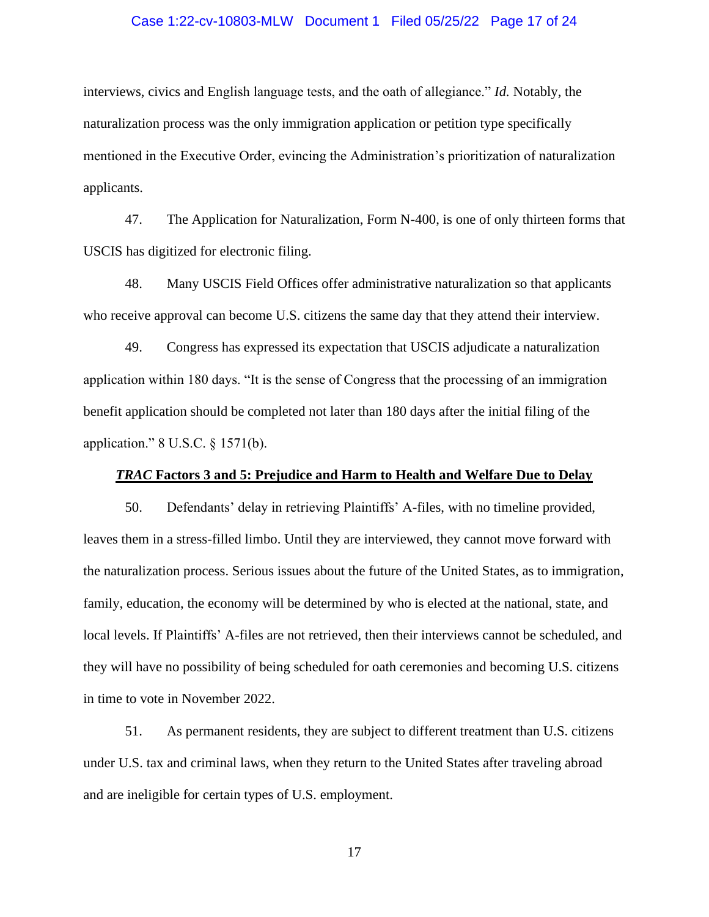interviews, civics and English language tests, and the oath of allegiance." *Id.* Notably, the naturalization process was the only immigration application or petition type specifically mentioned in the Executive Order, evincing the Administration's prioritization of naturalization applicants.

47. The Application for Naturalization, Form N-400, is one of only thirteen forms that USCIS has digitized for electronic filing.

48. Many USCIS Field Offices offer administrative naturalization so that applicants who receive approval can become U.S. citizens the same day that they attend their interview.

49. Congress has expressed its expectation that USCIS adjudicate a naturalization application within 180 days. "It is the sense of Congress that the processing of an immigration benefit application should be completed not later than 180 days after the initial filing of the application." 8 U.S.C. § 1571(b).

**<u>*TRAC* Factors 3 and 5: Prejudice and Harm to Health and Welfare Due to Delay</u>**

50. Defendants' delay in retrieving Plaintiffs' A-files, with no timeline provided, leaves them in a stress-filled limbo. Until they are interviewed, they cannot move forward with the naturalization process. Serious issues about the future of the United States, as to immigration, family, education, the economy will be determined by who is elected at the national, state, and local levels. If Plaintiffs' A-files are not retrieved, then their interviews cannot be scheduled, and they will have no possibility of being scheduled for oath ceremonies and becoming U.S. citizens in time to vote in November 2022.

51. As permanent residents, they are subject to different treatment than U.S. citizens under U.S. tax and criminal laws, when they return to the United States after traveling abroad and are ineligible for certain types of U.S. employment.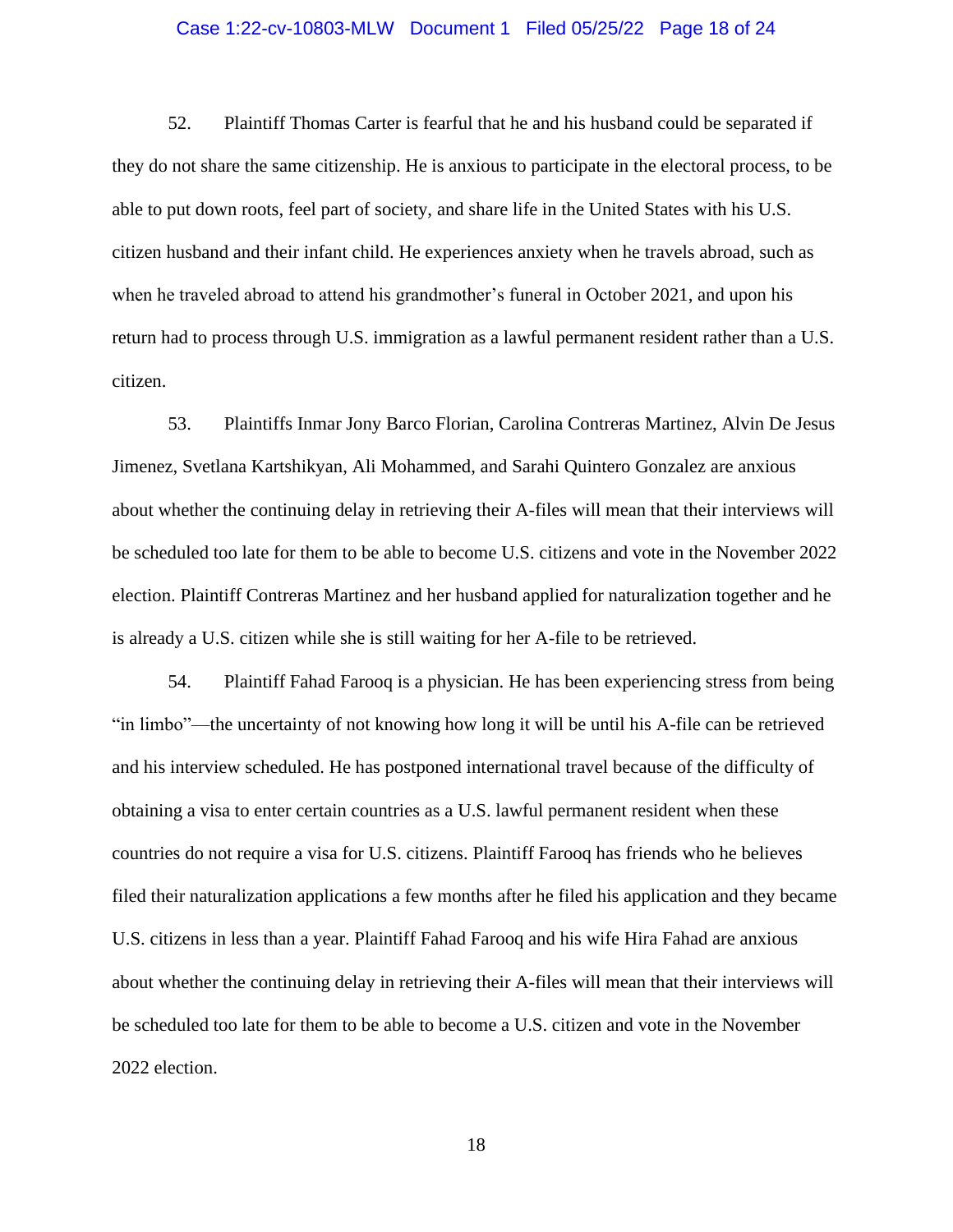52. Plaintiff Thomas Carter is fearful that he and his husband could be separated if they do not share the same citizenship. He is anxious to participate in the electoral process, to be able to put down roots, feel part of society, and share life in the United States with his U.S. citizen husband and their infant child. He experiences anxiety when he travels abroad, such as when he traveled abroad to attend his grandmother's funeral in October 2021, and upon his return had to process through U.S. immigration as a lawful permanent resident rather than a U.S. citizen.

53. Plaintiffs Inmar Jony Barco Florian, Carolina Contreras Martinez, Alvin De Jesus Jimenez, Svetlana Kartshikyan, Ali Mohammed, and Sarahi Quintero Gonzalez are anxious about whether the continuing delay in retrieving their A-files will mean that their interviews will be scheduled too late for them to be able to become U.S. citizens and vote in the November 2022 election. Plaintiff Contreras Martinez and her husband applied for naturalization together and he is already a U.S. citizen while she is still waiting for her A-file to be retrieved.

54. Plaintiff Fahad Farooq is a physician. He has been experiencing stress from being "in limbo"—the uncertainty of not knowing how long it will be until his A-file can be retrieved and his interview scheduled. He has postponed international travel because of the difficulty of obtaining a visa to enter certain countries as a U.S. lawful permanent resident when these countries do not require a visa for U.S. citizens. Plaintiff Farooq has friends who he believes filed their naturalization applications a few months after he filed his application and they became U.S. citizens in less than a year. Plaintiff Fahad Farooq and his wife Hira Fahad are anxious about whether the continuing delay in retrieving their A-files will mean that their interviews will be scheduled too late for them to be able to become a U.S. citizen and vote in the November 2022 election.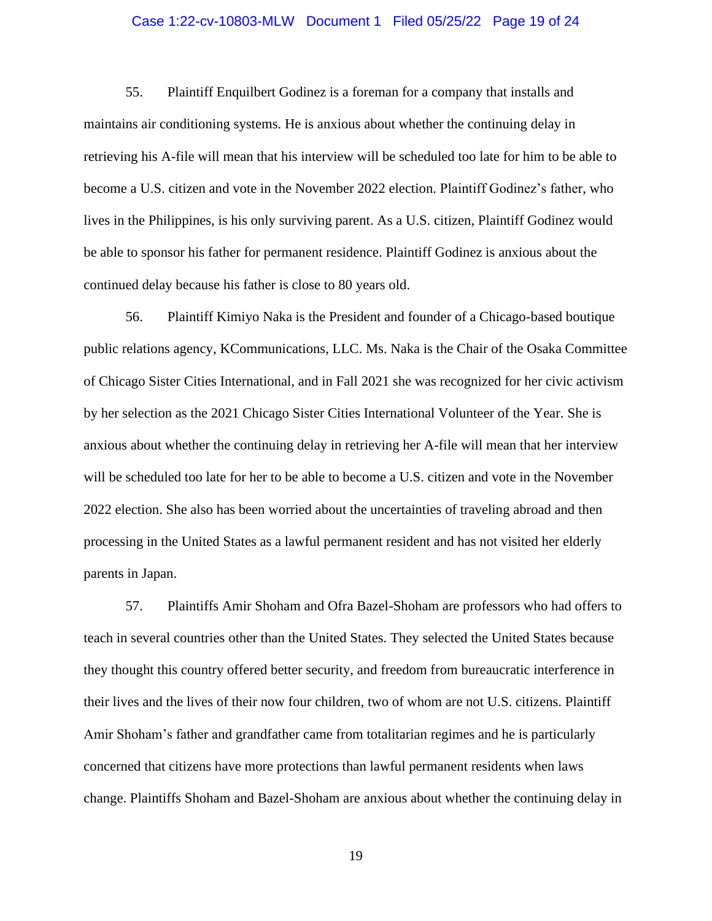55. Plaintiff Enquilbert Godinez is a foreman for a company that installs and maintains air conditioning systems. He is anxious about whether the continuing delay in retrieving his A-file will mean that his interview will be scheduled too late for him to be able to become a U.S. citizen and vote in the November 2022 election. Plaintiff Godinez's father, who lives in the Philippines, is his only surviving parent. As a U.S. citizen, Plaintiff Godinez would be able to sponsor his father for permanent residence. Plaintiff Godinez is anxious about the continued delay because his father is close to 80 years old.

56. Plaintiff Kimiyo Naka is the President and founder of a Chicago-based boutique public relations agency, KCommunications, LLC. Ms. Naka is the Chair of the Osaka Committee of Chicago Sister Cities International, and in Fall 2021 she was recognized for her civic activism by her selection as the 2021 Chicago Sister Cities International Volunteer of the Year. She is anxious about whether the continuing delay in retrieving her A-file will mean that her interview will be scheduled too late for her to be able to become a U.S. citizen and vote in the November 2022 election. She also has been worried about the uncertainties of traveling abroad and then processing in the United States as a lawful permanent resident and has not visited her elderly parents in Japan.

57. Plaintiffs Amir Shoham and Ofra Bazel-Shoham are professors who had offers to teach in several countries other than the United States. They selected the United States because they thought this country offered better security, and freedom from bureaucratic interference in their lives and the lives of their now four children, two of whom are not U.S. citizens. Plaintiff Amir Shoham's father and grandfather came from totalitarian regimes and he is particularly concerned that citizens have more protections than lawful permanent residents when laws change. Plaintiffs Shoham and Bazel-Shoham are anxious about whether the continuing delay in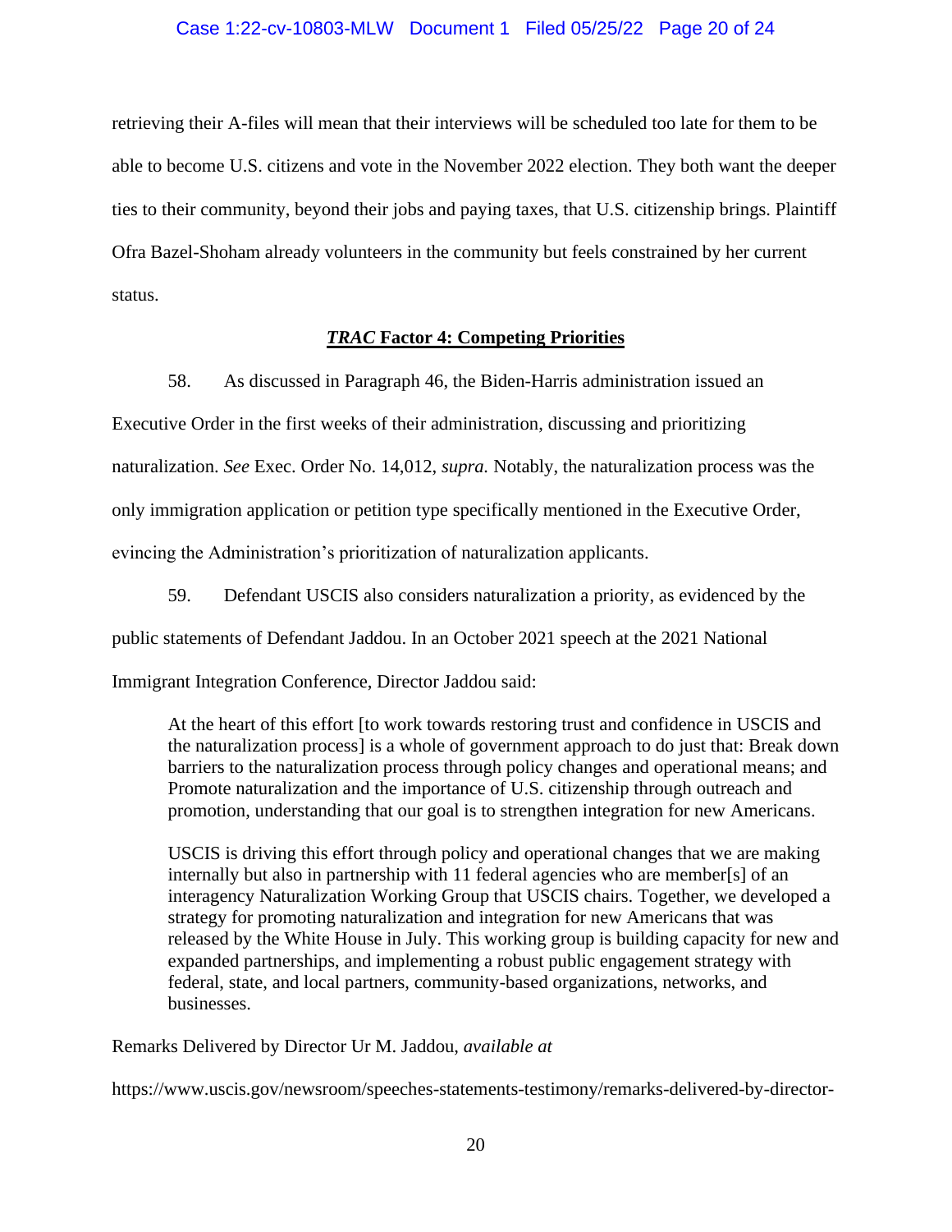retrieving their A-files will mean that their interviews will be scheduled too late for them to be able to become U.S. citizens and vote in the November 2022 election. They both want the deeper ties to their community, beyond their jobs and paying taxes, that U.S. citizenship brings. Plaintiff Ofra Bazel-Shoham already volunteers in the community but feels constrained by her current status.

### ***TRAC* Factor 4: Competing Priorities**

58. As discussed in Paragraph 46, the Biden-Harris administration issued an Executive Order in the first weeks of their administration, discussing and prioritizing naturalization. *See* Exec. Order No. 14,012, *supra.* Notably, the naturalization process was the only immigration application or petition type specifically mentioned in the Executive Order, evincing the Administration's prioritization of naturalization applicants.

59. Defendant USCIS also considers naturalization a priority, as evidenced by the public statements of Defendant Jaddou. In an October 2021 speech at the 2021 National Immigrant Integration Conference, Director Jaddou said:

> At the heart of this effort [to work towards restoring trust and confidence in USCIS and the naturalization process] is a whole of government approach to do just that: Break down barriers to the naturalization process through policy changes and operational means; and Promote naturalization and the importance of U.S. citizenship through outreach and promotion, understanding that our goal is to strengthen integration for new Americans.
>
> USCIS is driving this effort through policy and operational changes that we are making internally but also in partnership with 11 federal agencies who are member[s] of an interagency Naturalization Working Group that USCIS chairs. Together, we developed a strategy for promoting naturalization and integration for new Americans that was released by the White House in July. This working group is building capacity for new and expanded partnerships, and implementing a robust public engagement strategy with federal, state, and local partners, community-based organizations, networks, and businesses.

Remarks Delivered by Director Ur M. Jaddou, *available at*

https://www.uscis.gov/newsroom/speeches-statements-testimony/remarks-delivered-by-director-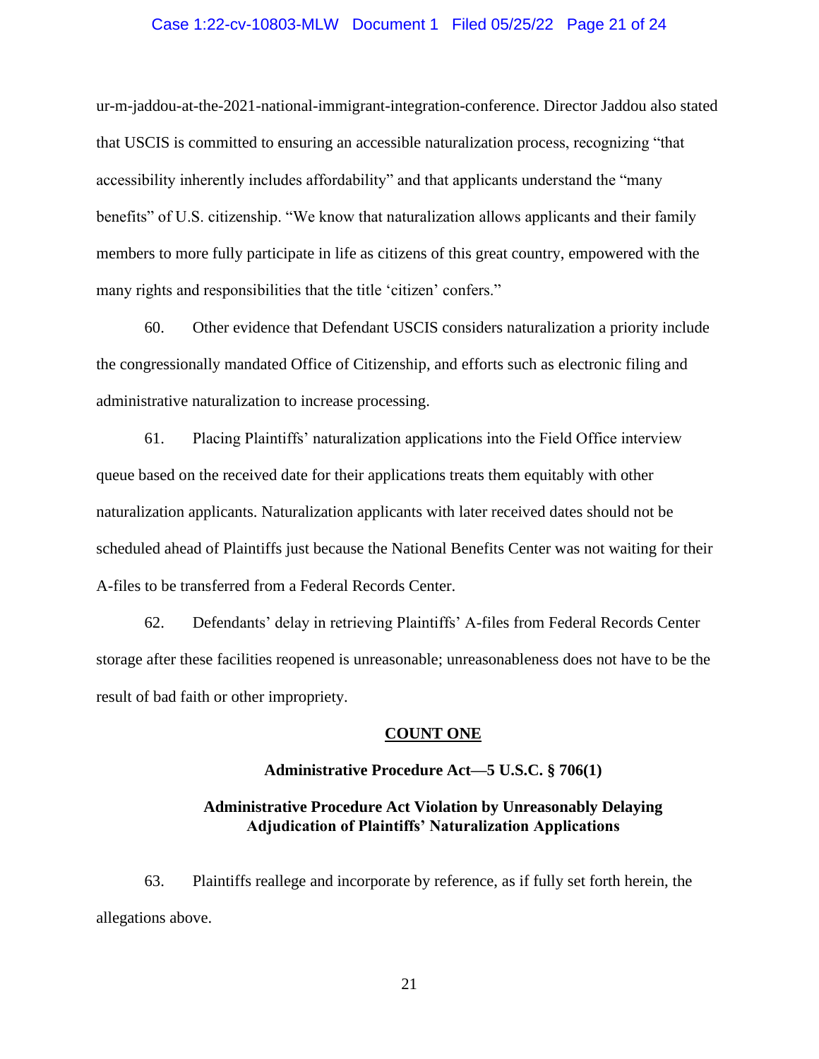ur-m-jaddou-at-the-2021-national-immigrant-integration-conference. Director Jaddou also stated that USCIS is committed to ensuring an accessible naturalization process, recognizing "that accessibility inherently includes affordability" and that applicants understand the "many benefits" of U.S. citizenship. "We know that naturalization allows applicants and their family members to more fully participate in life as citizens of this great country, empowered with the many rights and responsibilities that the title 'citizen' confers."

60. Other evidence that Defendant USCIS considers naturalization a priority include the congressionally mandated Office of Citizenship, and efforts such as electronic filing and administrative naturalization to increase processing.

61. Placing Plaintiffs' naturalization applications into the Field Office interview queue based on the received date for their applications treats them equitably with other naturalization applicants. Naturalization applicants with later received dates should not be scheduled ahead of Plaintiffs just because the National Benefits Center was not waiting for their A-files to be transferred from a Federal Records Center.

62. Defendants' delay in retrieving Plaintiffs' A-files from Federal Records Center storage after these facilities reopened is unreasonable; unreasonableness does not have to be the result of bad faith or other impropriety.

## COUNT ONE

### Administrative Procedure Act—5 U.S.C. § 706(1)

### Administrative Procedure Act Violation by Unreasonably Delaying Adjudication of Plaintiffs' Naturalization Applications

63. Plaintiffs reallege and incorporate by reference, as if fully set forth herein, the allegations above.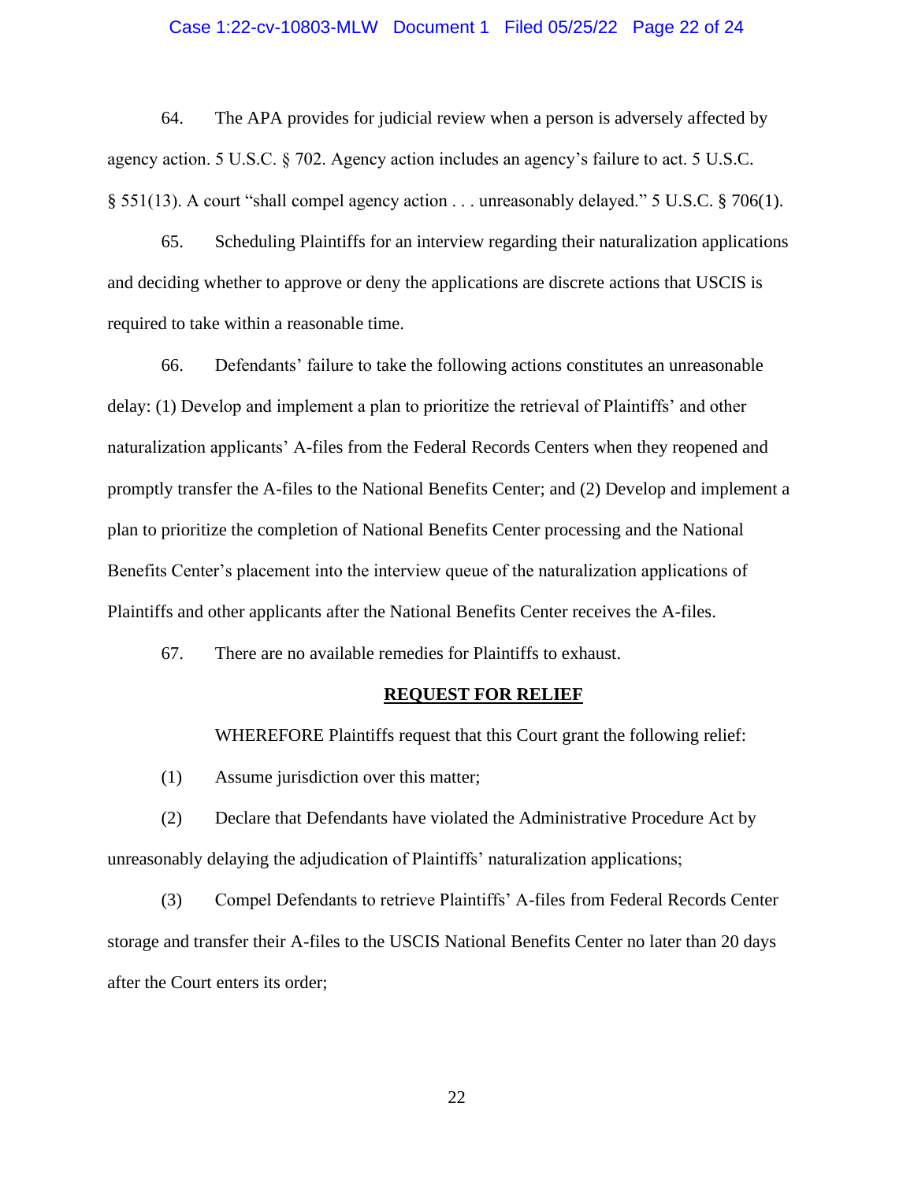64. The APA provides for judicial review when a person is adversely affected by agency action. 5 U.S.C. § 702. Agency action includes an agency's failure to act. 5 U.S.C. § 551(13). A court "shall compel agency action . . . unreasonably delayed." 5 U.S.C. § 706(1).

65. Scheduling Plaintiffs for an interview regarding their naturalization applications and deciding whether to approve or deny the applications are discrete actions that USCIS is required to take within a reasonable time.

66. Defendants' failure to take the following actions constitutes an unreasonable delay: (1) Develop and implement a plan to prioritize the retrieval of Plaintiffs' and other naturalization applicants' A-files from the Federal Records Centers when they reopened and promptly transfer the A-files to the National Benefits Center; and (2) Develop and implement a plan to prioritize the completion of National Benefits Center processing and the National Benefits Center's placement into the interview queue of the naturalization applications of Plaintiffs and other applicants after the National Benefits Center receives the A-files.

67. There are no available remedies for Plaintiffs to exhaust.

## REQUEST FOR RELIEF

WHEREFORE Plaintiffs request that this Court grant the following relief:

(1) Assume jurisdiction over this matter;

(2) Declare that Defendants have violated the Administrative Procedure Act by unreasonably delaying the adjudication of Plaintiffs' naturalization applications;

(3) Compel Defendants to retrieve Plaintiffs' A-files from Federal Records Center storage and transfer their A-files to the USCIS National Benefits Center no later than 20 days after the Court enters its order;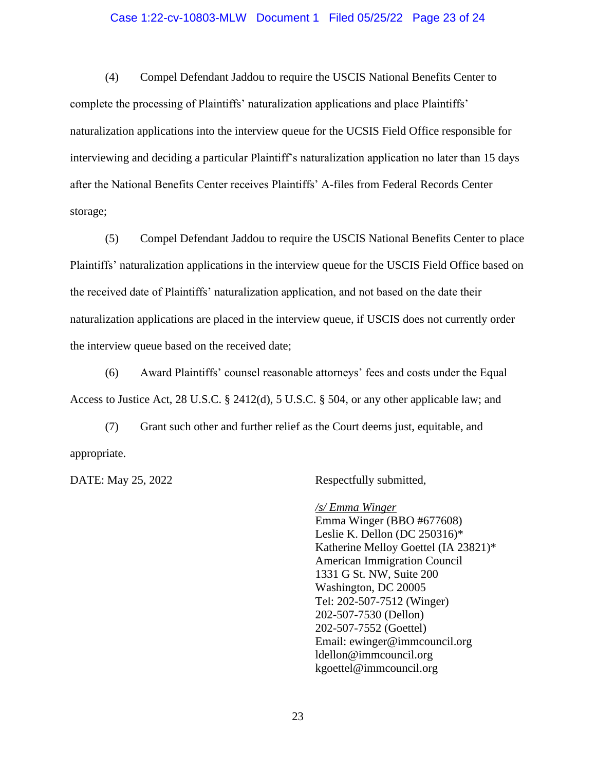(4) Compel Defendant Jaddou to require the USCIS National Benefits Center to complete the processing of Plaintiffs' naturalization applications and place Plaintiffs' naturalization applications into the interview queue for the UCSIS Field Office responsible for interviewing and deciding a particular Plaintiff's naturalization application no later than 15 days after the National Benefits Center receives Plaintiffs' A-files from Federal Records Center storage;

(5) Compel Defendant Jaddou to require the USCIS National Benefits Center to place Plaintiffs' naturalization applications in the interview queue for the USCIS Field Office based on the received date of Plaintiffs' naturalization application, and not based on the date their naturalization applications are placed in the interview queue, if USCIS does not currently order the interview queue based on the received date;

(6) Award Plaintiffs' counsel reasonable attorneys' fees and costs under the Equal Access to Justice Act, 28 U.S.C. § 2412(d), 5 U.S.C. § 504, or any other applicable law; and

(7) Grant such other and further relief as the Court deems just, equitable, and appropriate.

DATE: May 25, 2022

Respectfully submitted,

*/s/ Emma Winger*
Emma Winger (BBO #677608)
Leslie K. Dellon (DC 250316)*
Katherine Melloy Goettel (IA 23821)*
American Immigration Council
1331 G St. NW, Suite 200
Washington, DC 20005
Tel: 202-507-7512 (Winger)
202-507-7530 (Dellon)
202-507-7552 (Goettel)
Email: ewinger@immcouncil.org
ldellon@immcouncil.org
kgoettel@immcouncil.org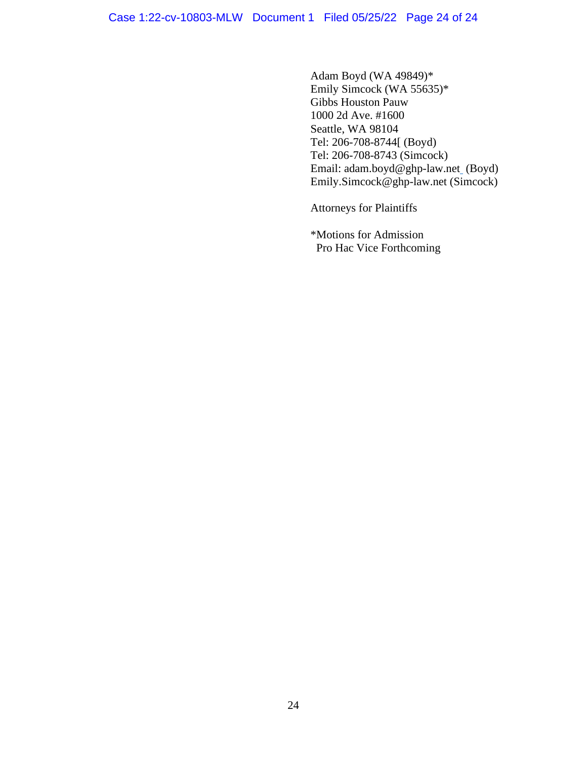Adam Boyd (WA 49849)*
Emily Simcock (WA 55635)*
Gibbs Houston Pauw
1000 2d Ave. #1600
Seattle, WA 98104
Tel: 206-708-8744[ (Boyd)
Tel: 206-708-8743 (Simcock)
Email: adam.boyd@ghp-law.net (Boyd)
Emily.Simcock@ghp-law.net (Simcock)

Attorneys for Plaintiffs

*Motions for Admission
Pro Hac Vice Forthcoming